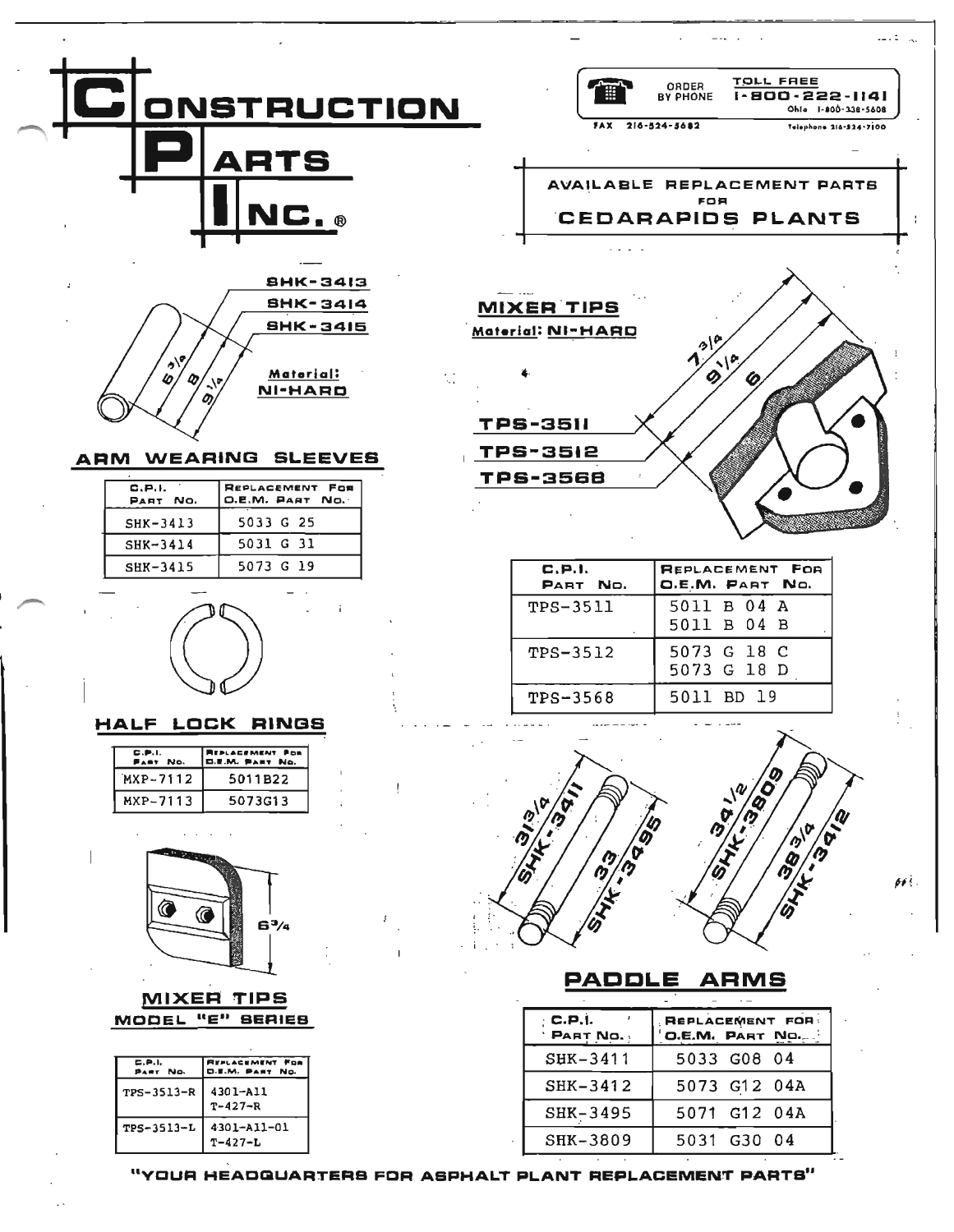# CONSTRUCTION PARTS INC.®

ORDER BY PHONE — TOLL FREE 1-800-222-1141 — Ohio 1-800-338-5608

FAX 216-524-5682 — Telephone 216-524-7100

## AVAILABLE REPLACEMENT PARTS FOR CEDARAPIDS PLANTS

SHK-3413
SHK-3414
SHK-3415

6 3/4 — 8 — 9 1/4

Material: NI-HARD

## ARM WEARING SLEEVES

| C.P.I. Part No. | Replacement For O.E.M. Part No. |
|---|---|
| SHK-3413 | 5033 G 25 |
| SHK-3414 | 5031 G 31 |
| SHK-3415 | 5073 G 19 |

## MIXER TIPS

Material: NI-HARD

7 3/4 — 9 1/4 — 6

TPS-3511
TPS-3512
TPS-3568

| C.P.I. Part No. | Replacement For O.E.M. Part No. |
|---|---|
| TPS-3511 | 5011 B 04 A<br>5011 B 04 B |
| TPS-3512 | 5073 G 18 C<br>5073 G 18 D |
| TPS-3568 | 5011 BD 19 |

## HALF LOCK RINGS

| C.P.I. Part No. | Replacement For O.E.M. Part No. |
|---|---|
| MXP-7112 | 5011B22 |
| MXP-7113 | 5073G13 |

6 3/4

## MIXER TIPS

### MODEL "E" SERIES

| C.P.I. Part No. | Replacement For O.E.M. Part No. |
|---|---|
| TPS-3513-R | 4301-A11<br>T-427-R |
| TPS-3513-L | 4301-A11-01<br>T-427-L |

31 3/4 SHK-3411 — 33 SHK-3495 — 34 1/2 SHK-3809 — 38 3/4 SHK-3412

## PADDLE ARMS

| C.P.I. Part No. | Replacement For O.E.M. Part No. |
|---|---|
| SHK-3411 | 5033 G08 04 |
| SHK-3412 | 5073 G12 04A |
| SHK-3495 | 5071 G12 04A |
| SHK-3809 | 5031 G30 04 |

"YOUR HEADQUARTERS FOR ASPHALT PLANT REPLACEMENT PARTS"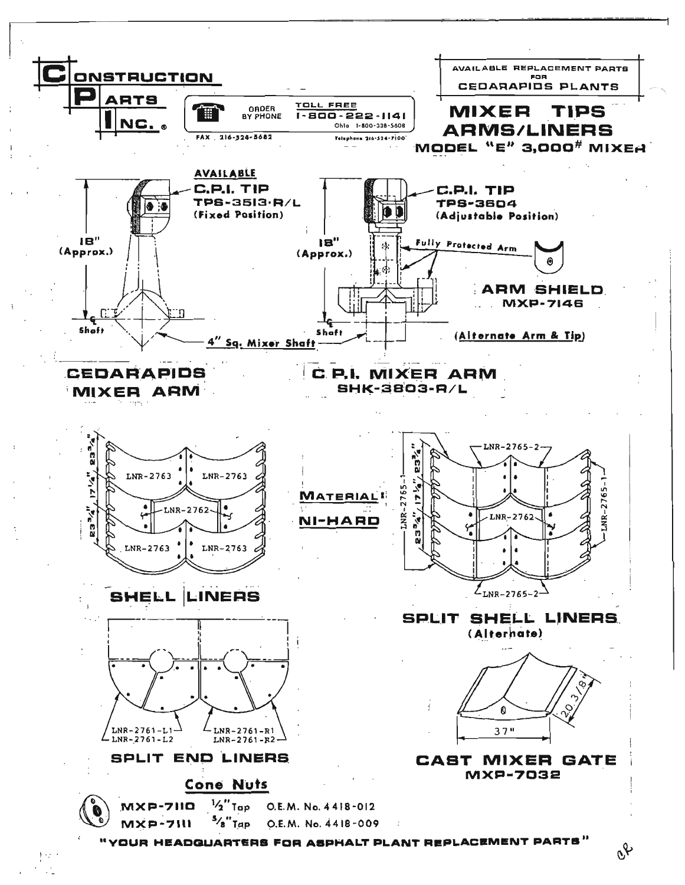# CONSTRUCTION PARTS INC.®

ORDER BY PHONE — TOLL FREE 1-800-222-1141
Ohio 1-800-338-5608
FAX 216-524-5682
Telephone 216-524-7100

AVAILABLE REPLACEMENT PARTS FOR CEDARAPIDS PLANTS

# MIXER TIPS ARMS/LINERS

## MODEL "E" 3,000# MIXER

AVAILABLE
C.P.I. TIP
TPS-3513-R/L
(Fixed Position)

18" (Approx.)

℄ Shaft

4" Sq. Mixer Shaft

C.P.I. TIP
TPS-3604
(Adjustable Position)

18" (Approx.)

Fully Protected Arm

℄ Shaft

ARM SHIELD
MXP-7146

(Alternate Arm & Tip)

## CEDARAPIDS MIXER ARM

## C.P.I. MIXER ARM
SHK-3803-R/L

23 3/4" 17 1/4" 23 3/4"

LNR-2763 LNR-2763
LNR-2762
LNR-2763 LNR-2763

## SHELL LINERS

MATERIAL: NI-HARD

LNR-2765-2
LNR-2765-1
23 3/4" 17 1/4" 23 3/4"
LNR-2762
LNR-2765-1
LNR-2765-2

## SPLIT SHELL LINERS
(Alternate)

LNR-2761-L1
LNR-2761-L2
LNR-2761-R1
LNR-2761-R2

## SPLIT END LINERS

20 3/8"
37"

## CAST MIXER GATE
MXP-7032

## Cone Nuts

MXP-7110 1/2" Tap O.E.M. No. 4418-012
MXP-7111 5/8" Tap O.E.M. No. 4418-009

"YOUR HEADQUARTERS FOR ASPHALT PLANT REPLACEMENT PARTS"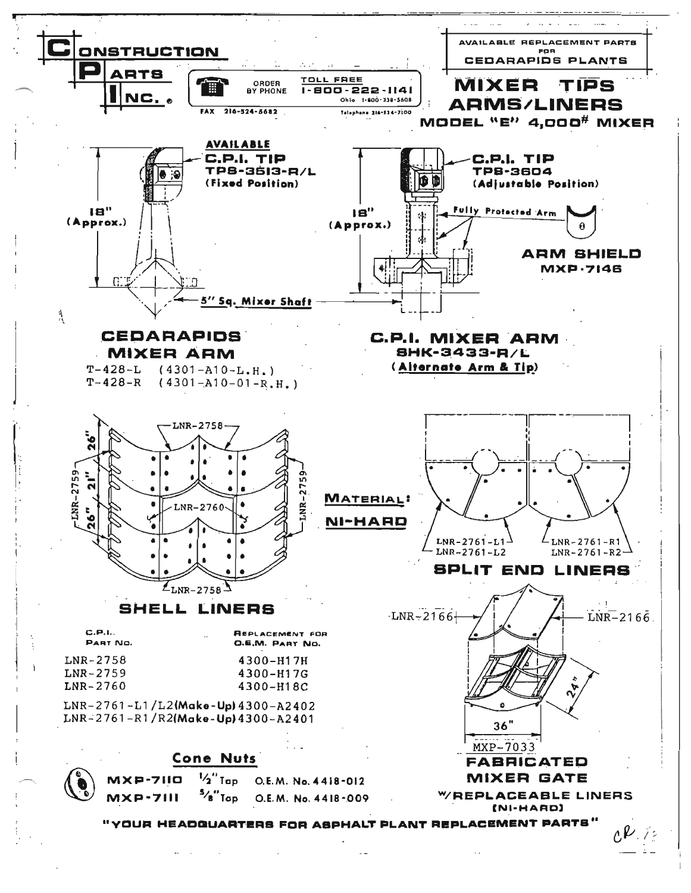# CONSTRUCTION PARTS INC.®

ORDER BY PHONE — TOLL FREE 1-800-222-1141
Ohio 1-800-338-5608
FAX 216-524-6682 Telephone 216-524-7100

AVAILABLE REPLACEMENT PARTS FOR CEDARAPIDS PLANTS

# MIXER TIPS ARMS/LINERS

## MODEL "E" 4,000# MIXER

AVAILABLE C.P.I. TIP TPS-3513-R/L (Fixed Position)

18" (Approx.)

5" Sq. Mixer Shaft

C.P.I. TIP TPS-3604 (Adjustable Position)

Fully Protected Arm

18" (Approx.)

ARM SHIELD MXP-7146

### CEDARAPIDS MIXER ARM

T-428-L (4301-A10-L.H.)
T-428-R (4301-A10-01-R.H.)

### C.P.I. MIXER ARM

SHK-3433-R/L
(Alternate Arm & Tip)

LNR-2758

LNR-2759

LNR-2760

26" 21" 26"

MATERIAL: NI-HARD

### SHELL LINERS

| C.P.I. Part No. | Replacement for O.E.M. Part No. |
|---|---|
| LNR-2758 | 4300-H17H |
| LNR-2759 | 4300-H17G |
| LNR-2760 | 4300-H18C |
| LNR-2761-L1/L2(Make-Up) | 4300-A2402 |
| LNR-2761-R1/R2(Make-Up) | 4300-A2401 |

LNR-2761-L1
LNR-2761-L2
LNR-2761-R1
LNR-2761-R2

### SPLIT END LINERS

LNR-2166 LNR-2166

24"

36"

MXP-7033

### FABRICATED MIXER GATE

W/REPLACEABLE LINERS (NI-HARD)

### Cone Nuts

| | | |
|---|---|---|
| MXP-7110 | 1/2" Tap | O.E.M. No. 4418-012 |
| MXP-7111 | 5/8" Tap | O.E.M. No. 4418-009 |

"YOUR HEADQUARTERS FOR ASPHALT PLANT REPLACEMENT PARTS"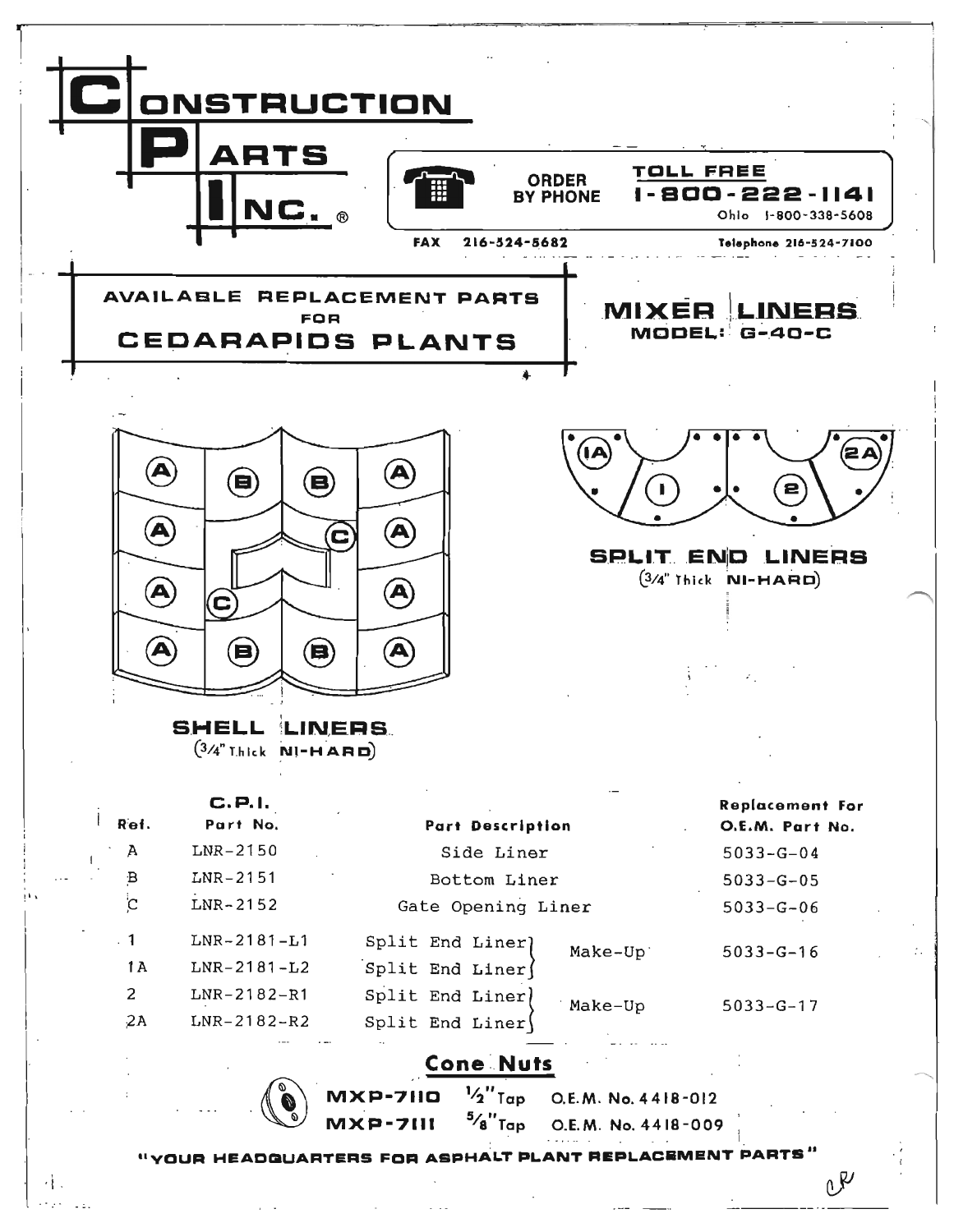# CONSTRUCTION PARTS INC.®

**ORDER BY PHONE** — **TOLL FREE 1-800-222-1141**
Ohio 1-800-338-5608

FAX 216-524-5682 — Telephone 216-524-7100

## AVAILABLE REPLACEMENT PARTS FOR CEDARAPIDS PLANTS

## MIXER LINERS
### MODEL: G-40-C

**SHELL LINERS**
(3/4" Thick NI-HARD)

**SPLIT END LINERS**
(3/4" Thick NI-HARD)

| Ref. | C.P.I. Part No. | Part Description | | Replacement For O.E.M. Part No. |
|---|---|---|---|---|
| A | LNR-2150 | Side Liner | | 5033-G-04 |
| B | LNR-2151 | Bottom Liner | | 5033-G-05 |
| C | LNR-2152 | Gate Opening Liner | | 5033-G-06 |
| 1 | LNR-2181-L1 | Split End Liner | Make-Up | 5033-G-16 |
| 1A | LNR-2181-L2 | Split End Liner | | |
| 2 | LNR-2182-R1 | Split End Liner | Make-Up | 5033-G-17 |
| 2A | LNR-2182-R2 | Split End Liner | | |

## Cone Nuts

**MXP-7110** 1/2" Tap O.E.M. No. 4418-012
**MXP-7111** 5/8" Tap O.E.M. No. 4418-009

**"YOUR HEADQUARTERS FOR ASPHALT PLANT REPLACEMENT PARTS"**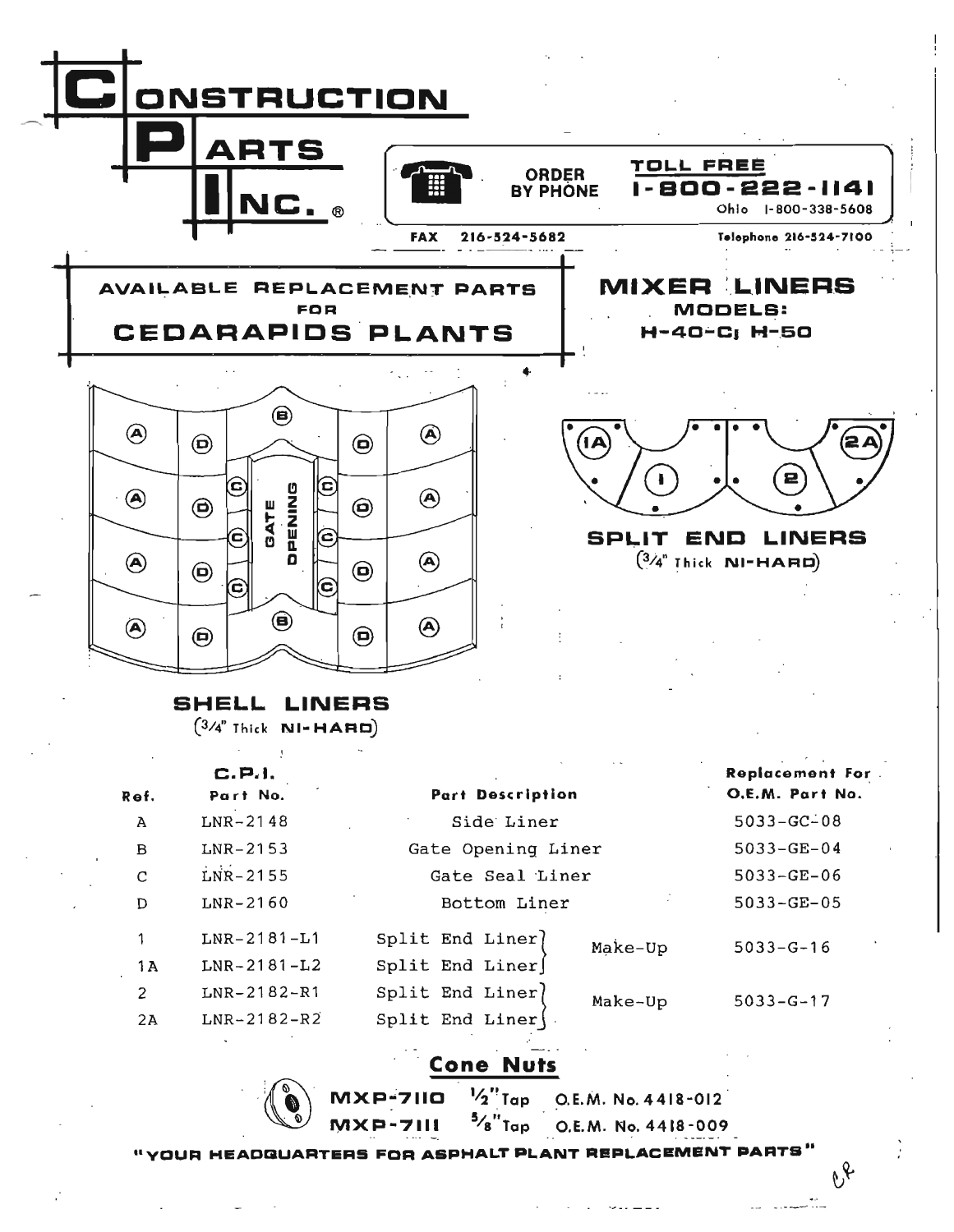# CONSTRUCTION PARTS INC.®

ORDER BY PHONE

TOLL FREE **1-800-222-1141**

Ohio 1-800-338-5608

FAX 216-524-5682

Telephone 216-524-7100

## AVAILABLE REPLACEMENT PARTS FOR CEDARAPIDS PLANTS

## MIXER LINERS

**MODELS: H-40-C; H-50**

### SPLIT END LINERS

(3/4" Thick NI-HARD)

### SHELL LINERS

(3/4" Thick NI-HARD)

| Ref. | C.P.I. Part No. | Part Description | | Replacement For O.E.M. Part No. |
|---|---|---|---|---|
| A | LNR-2148 | Side Liner | | 5033-GC-08 |
| B | LNR-2153 | Gate Opening Liner | | 5033-GE-04 |
| C | LNR-2155 | Gate Seal Liner | | 5033-GE-06 |
| D | LNR-2160 | Bottom Liner | | 5033-GE-05 |
| 1 | LNR-2181-L1 | Split End Liner | Make-Up | 5033-G-16 |
| 1A | LNR-2181-L2 | Split End Liner | | |
| 2 | LNR-2182-R1 | Split End Liner | Make-Up | 5033-G-17 |
| 2A | LNR-2182-R2 | Split End Liner | | |

## Cone Nuts

**MXP-7110** 1/2" Tap O.E.M. No. 4418-012

**MXP-7111** 5/8" Tap O.E.M. No. 4418-009

**"YOUR HEADQUARTERS FOR ASPHALT PLANT REPLACEMENT PARTS"**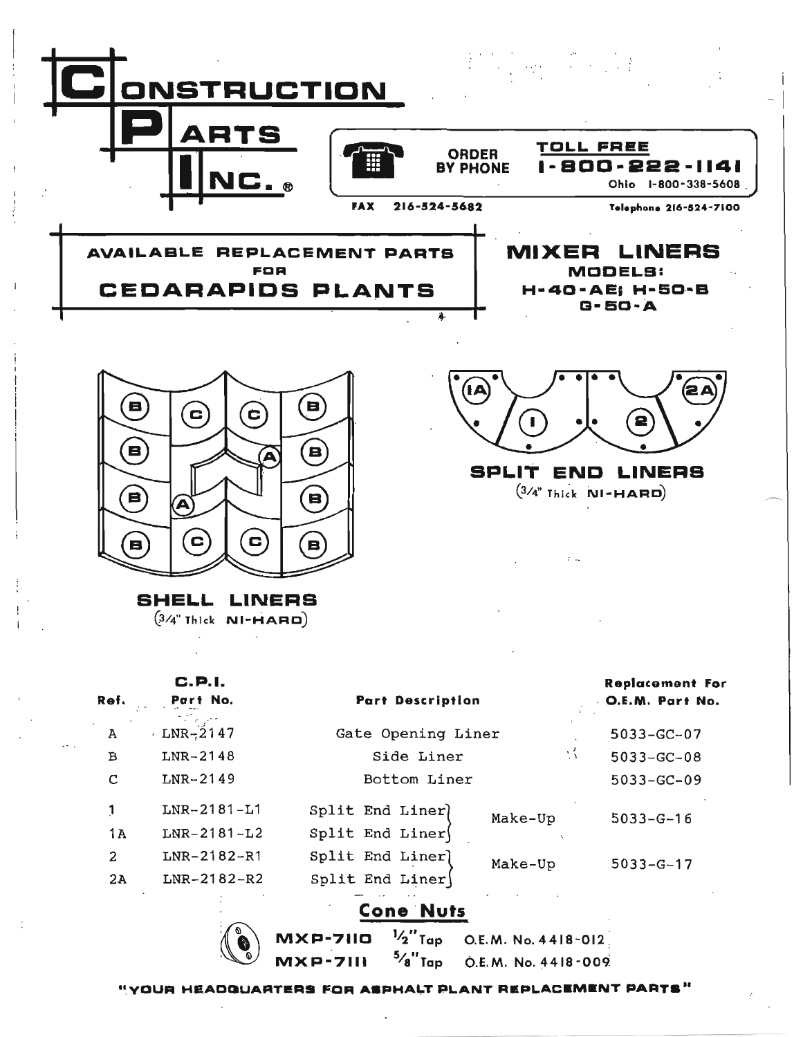# CONSTRUCTION PARTS INC.®

ORDER BY PHONE

TOLL FREE **1-800-222-1141**

Ohio 1-800-338-5608

FAX 216-524-5682

Telephone 216-524-7100

## AVAILABLE REPLACEMENT PARTS FOR CEDARAPIDS PLANTS

## MIXER LINERS

**MODELS:**
**H-40-AE; H-50-B**
**G-50-A**

B C C B
B A B
B A B
B C C B

**SHELL LINERS**
(3/4" Thick NI-HARD)

1A 1 2 2A

**SPLIT END LINERS**
(3/4" Thick NI-HARD)

| Ref. | C.P.I. Part No. | Part Description | | Replacement For O.E.M. Part No. |
|---|---|---|---|---|
| A | LNR-2147 | Gate Opening Liner | | 5033-GC-07 |
| B | LNR-2148 | Side Liner | | 5033-GC-08 |
| C | LNR-2149 | Bottom Liner | | 5033-GC-09 |
| 1 | LNR-2181-L1 | Split End Liner | Make-Up | 5033-G-16 |
| 1A | LNR-2181-L2 | Split End Liner | | |
| 2 | LNR-2182-R1 | Split End Liner | Make-Up | 5033-G-17 |
| 2A | LNR-2182-R2 | Split End Liner | | |

## Cone Nuts

| | | |
|---|---|---|
| MXP-7110 | 1/2" Tap | O.E.M. No. 4418-012 |
| MXP-7111 | 5/8" Tap | O.E.M. No. 4418-009 |

**"YOUR HEADQUARTERS FOR ASPHALT PLANT REPLACEMENT PARTS"**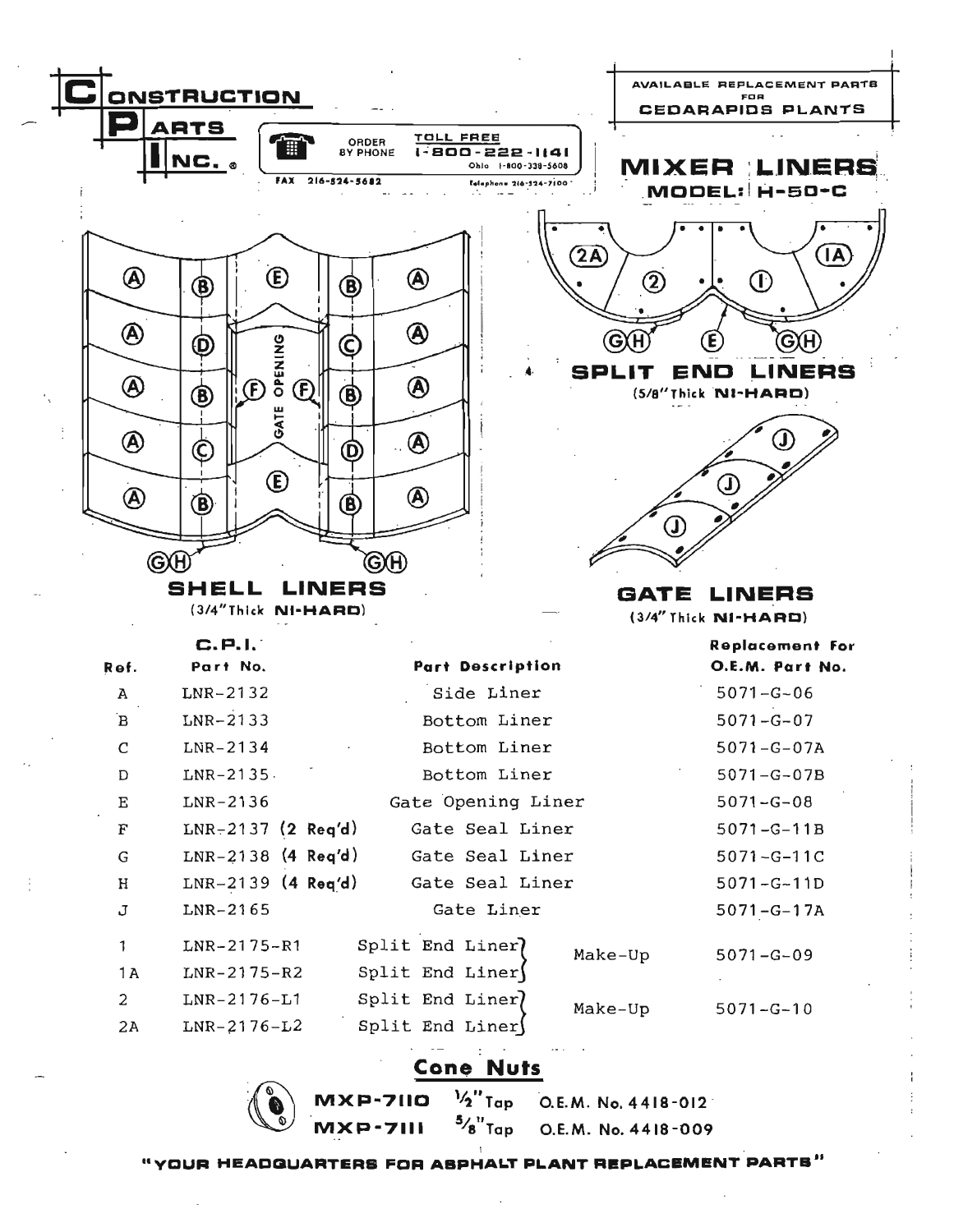# Construction Parts Inc.®

ORDER BY PHONE — TOLL FREE 1-800-222-1141

Ohio 1-800-338-5608

FAX 216-524-5682 Telephone 216-524-7100

AVAILABLE REPLACEMENT PARTS FOR CEDARAPIDS PLANTS

## MIXER LINERS MODEL: H-50-C

### SPLIT END LINERS
(5/8" Thick NI-HARD)

### SHELL LINERS
(3/4" Thick NI-HARD)

### GATE LINERS
(3/4" Thick NI-HARD)

| Ref. | C.P.I. Part No. | Part Description | | Replacement For O.E.M. Part No. |
|---|---|---|---|---|
| A | LNR-2132 | Side Liner | | 5071-G-06 |
| B | LNR-2133 | Bottom Liner | | 5071-G-07 |
| C | LNR-2134 | Bottom Liner | | 5071-G-07A |
| D | LNR-2135 | Bottom Liner | | 5071-G-07B |
| E | LNR-2136 | Gate Opening Liner | | 5071-G-08 |
| F | LNR-2137 (2 Req'd) | Gate Seal Liner | | 5071-G-11B |
| G | LNR-2138 (4 Req'd) | Gate Seal Liner | | 5071-G-11C |
| H | LNR-2139 (4 Req'd) | Gate Seal Liner | | 5071-G-11D |
| J | LNR-2165 | Gate Liner | | 5071-G-17A |
| 1 | LNR-2175-R1 | Split End Liner | Make-Up | 5071-G-09 |
| 1A | LNR-2175-R2 | Split End Liner | | |
| 2 | LNR-2176-L1 | Split End Liner | Make-Up | 5071-G-10 |
| 2A | LNR-2176-L2 | Split End Liner | | |

## Cone Nuts

| Part | Tap | O.E.M. No. |
|---|---|---|
| MXP-7110 | 1/2" Tap | O.E.M. No. 4418-012 |
| MXP-7111 | 5/8" Tap | O.E.M. No. 4418-009 |

**"YOUR HEADQUARTERS FOR ASPHALT PLANT REPLACEMENT PARTS"**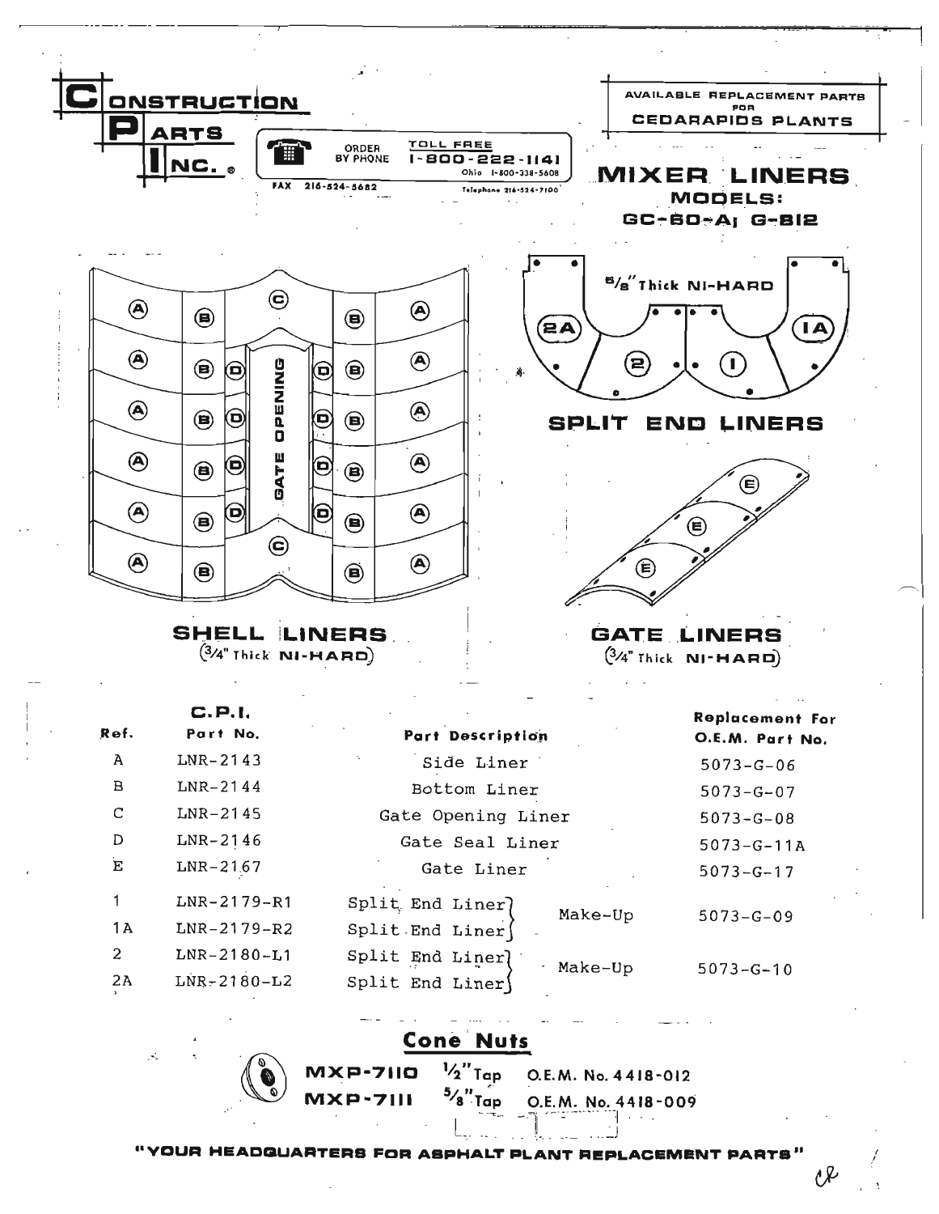# CONSTRUCTION PARTS INC.®

ORDER BY PHONE — TOLL FREE 1-800-222-1141
Ohio 1-800-338-5608
Telephone 216-524-7100
FAX 216-524-5682

AVAILABLE REPLACEMENT PARTS FOR CEDARAPIDS PLANTS

## MIXER LINERS
### MODELS: GC-60-A; G-812

5/8" Thick NI-HARD

**SPLIT END LINERS**

**SHELL LINERS** (3/4" Thick NI-HARD)

**GATE LINERS** (3/4" Thick NI-HARD)

| Ref. | C.P.I. Part No. | Part Description | | Replacement For O.E.M. Part No. |
|---|---|---|---|---|
| A | LNR-2143 | Side Liner | | 5073-G-06 |
| B | LNR-2144 | Bottom Liner | | 5073-G-07 |
| C | LNR-2145 | Gate Opening Liner | | 5073-G-08 |
| D | LNR-2146 | Gate Seal Liner | | 5073-G-11A |
| E | LNR-2167 | Gate Liner | | 5073-G-17 |
| 1 | LNR-2179-R1 | Split End Liner | Make-Up | 5073-G-09 |
| 1A | LNR-2179-R2 | Split End Liner | | |
| 2 | LNR-2180-L1 | Split End Liner | Make-Up | 5073-G-10 |
| 2A | LNR-2180-L2 | Split End Liner | | |

## Cone Nuts

| | | |
|---|---|---|
| MXP-7110 | 1/2" Tap | O.E.M. No. 4418-012 |
| MXP-7111 | 5/8" Tap | O.E.M. No. 4418-009 |

**"YOUR HEADQUARTERS FOR ASPHALT PLANT REPLACEMENT PARTS"**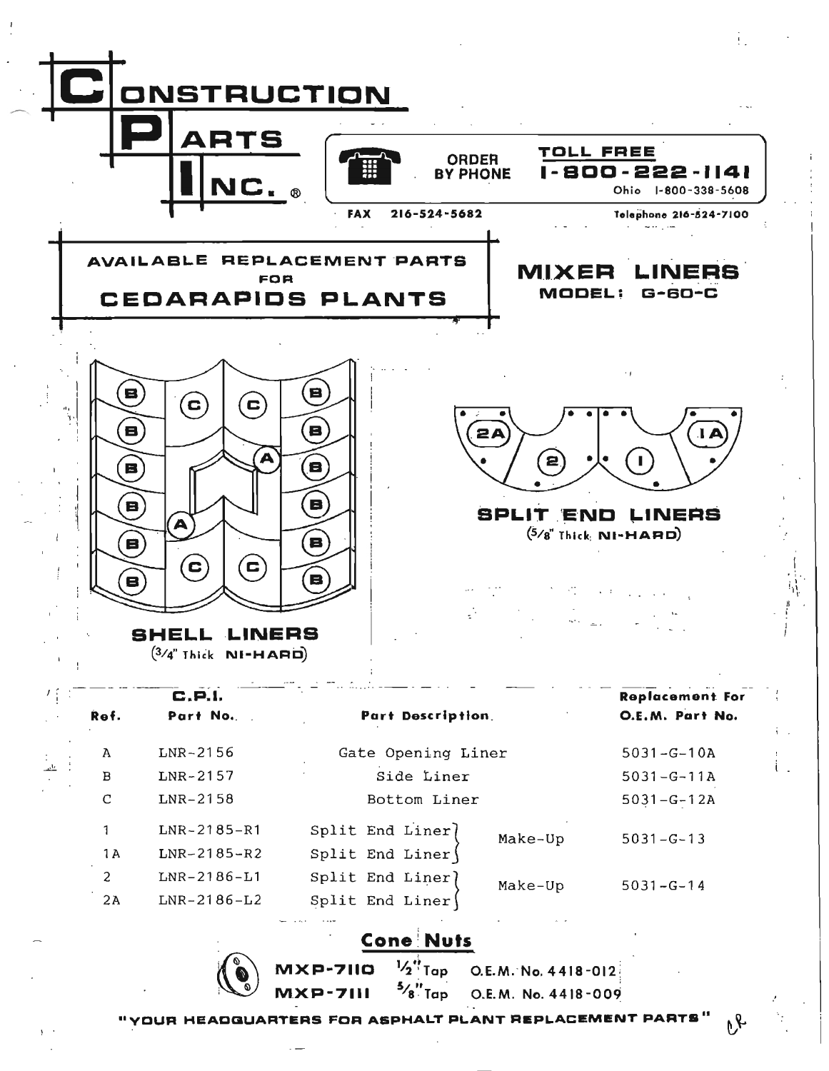# CONSTRUCTION PARTS INC.®

ORDER BY PHONE

**TOLL FREE 1-800-222-1141**

Ohio 1-800-338-5608

FAX 216-524-5682

Telephone 216-524-7100

## AVAILABLE REPLACEMENT PARTS FOR CEDARAPIDS PLANTS

## MIXER LINERS
### MODEL: G-60-C

**SHELL LINERS**
(3/4" Thick NI-HARD)

**SPLIT END LINERS**
(5/8" Thick NI-HARD)

| Ref. | C.P.I. Part No. | Part Description | | Replacement For O.E.M. Part No. |
|---|---|---|---|---|
| A | LNR-2156 | Gate Opening Liner | | 5031-G-10A |
| B | LNR-2157 | Side Liner | | 5031-G-11A |
| C | LNR-2158 | Bottom Liner | | 5031-G-12A |
| 1 | LNR-2185-R1 | Split End Liner | Make-Up | 5031-G-13 |
| 1A | LNR-2185-R2 | Split End Liner | | |
| 2 | LNR-2186-L1 | Split End Liner | Make-Up | 5031-G-14 |
| 2A | LNR-2186-L2 | Split End Liner | | |

## Cone Nuts

| | | |
|---|---|---|
| **MXP-7110** | 1/2" Tap | O.E.M. No. 4418-012 |
| **MXP-7111** | 5/8" Tap | O.E.M. No. 4418-009 |

**"YOUR HEADQUARTERS FOR ASPHALT PLANT REPLACEMENT PARTS"**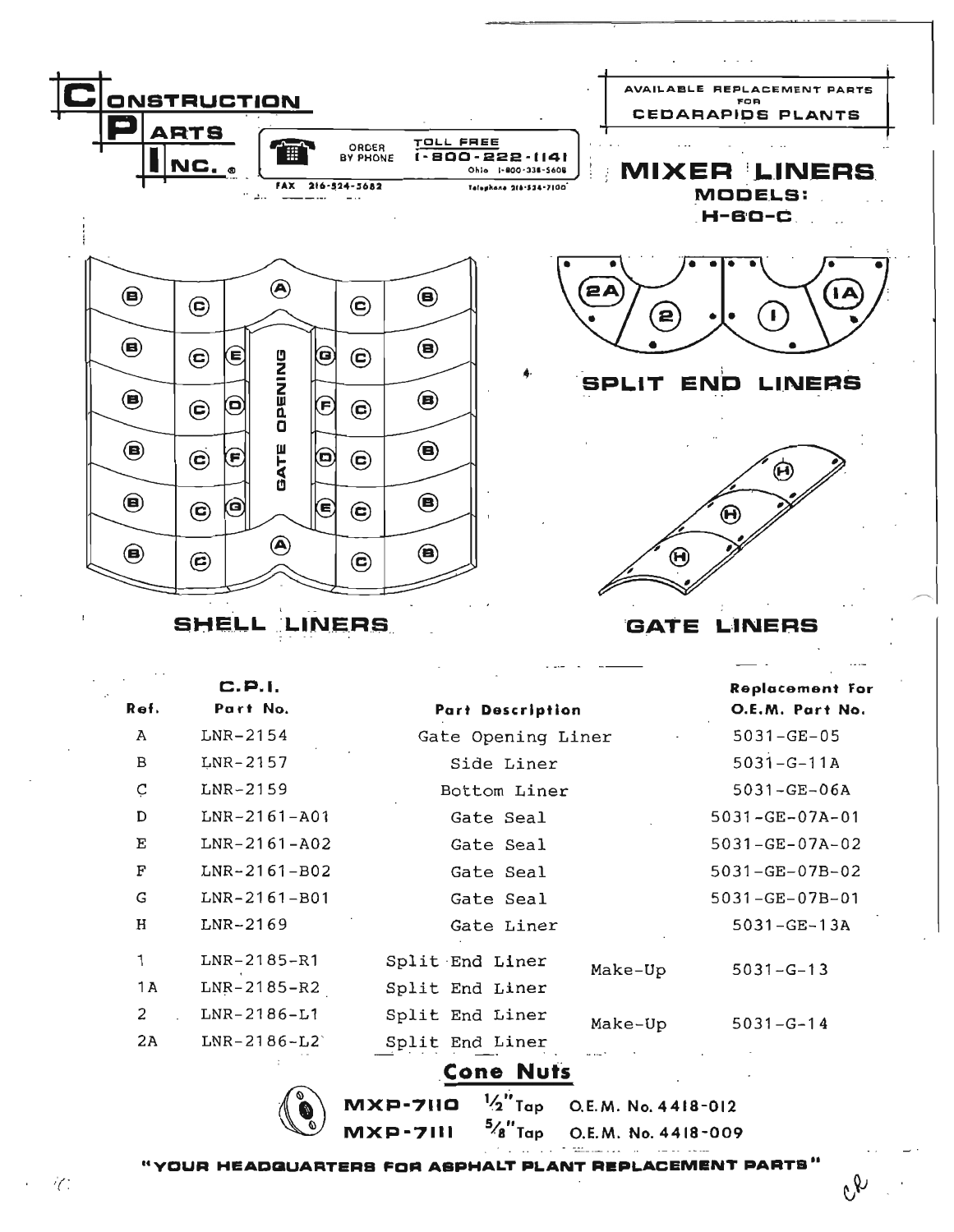# Construction Parts Inc.®

ORDER BY PHONE — TOLL FREE 1-800-222-1141 — Ohio 1-800-338-5608

FAX 216-524-5682 — Telephone 216-524-7100

AVAILABLE REPLACEMENT PARTS FOR CEDARAPIDS PLANTS

## MIXER LINERS

### MODELS: H-60-C

SHELL LINERS

SPLIT END LINERS

GATE LINERS

| Ref. | C.P.I. Part No. | Part Description | | Replacement For O.E.M. Part No. |
|---|---|---|---|---|
| A | LNR-2154 | Gate Opening Liner | | 5031-GE-05 |
| B | LNR-2157 | Side Liner | | 5031-G-11A |
| C | LNR-2159 | Bottom Liner | | 5031-GE-06A |
| D | LNR-2161-A01 | Gate Seal | | 5031-GE-07A-01 |
| E | LNR-2161-A02 | Gate Seal | | 5031-GE-07A-02 |
| F | LNR-2161-B02 | Gate Seal | | 5031-GE-07B-02 |
| G | LNR-2161-B01 | Gate Seal | | 5031-GE-07B-01 |
| H | LNR-2169 | Gate Liner | | 5031-GE-13A |
| 1 | LNR-2185-R1 | Split End Liner | Make-Up | 5031-G-13 |
| 1A | LNR-2185-R2 | Split End Liner | | |
| 2 | LNR-2186-L1 | Split End Liner | Make-Up | 5031-G-14 |
| 2A | LNR-2186-L2 | Split End Liner | | |

## Cone Nuts

**MXP-7110** 1/2" Tap O.E.M. No. 4418-012

**MXP-7111** 5/8" Tap O.E.M. No. 4418-009

**"YOUR HEADQUARTERS FOR ASPHALT PLANT REPLACEMENT PARTS"**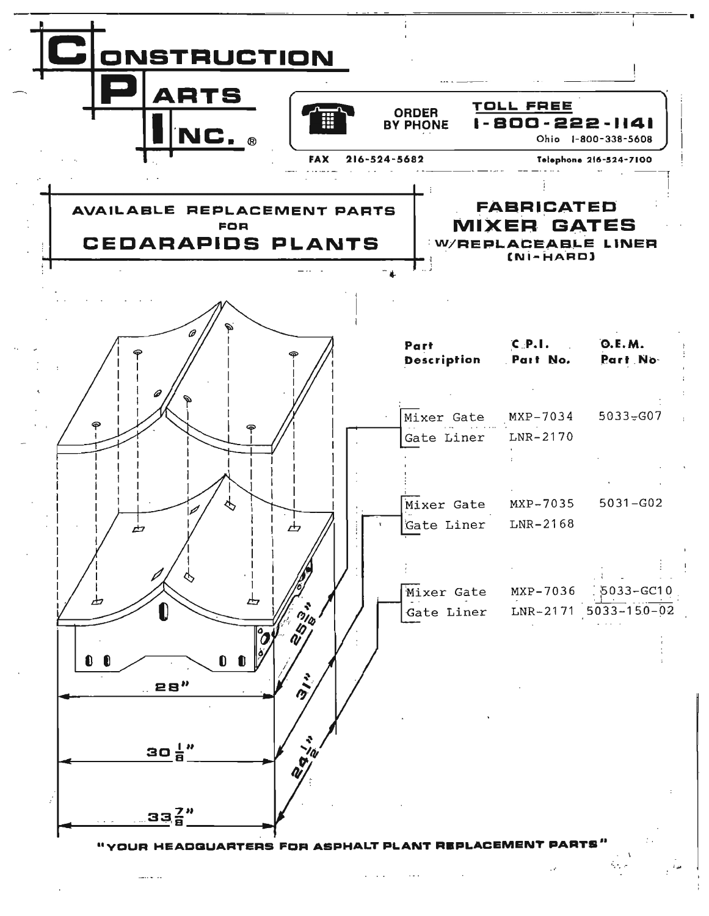# CONSTRUCTION PARTS INC.®

ORDER BY PHONE

**TOLL FREE 1-800-222-1141**

Ohio 1-800-338-5608

FAX 216-524-5682

Telephone 216-524-7100

## AVAILABLE REPLACEMENT PARTS FOR CEDARAPIDS PLANTS

## FABRICATED MIXER GATES W/REPLACEABLE LINER (NI-HARD)

| Part Description | C.P.I. Part No. | O.E.M. Part No. |
|---|---|---|
| Mixer Gate | MXP-7034 | 5033-G07 |
| Gate Liner | LNR-2170 | |
| Mixer Gate | MXP-7035 | 5031-G02 |
| Gate Liner | LNR-2168 | |
| Mixer Gate | MXP-7036 | 5033-GC10 |
| Gate Liner | LNR-2171 | 5033-150-02 |

28"

30 1/8"

33 7/8"

25 3/8"

31"

24 1/2"

**"YOUR HEADQUARTERS FOR ASPHALT PLANT REPLACEMENT PARTS"**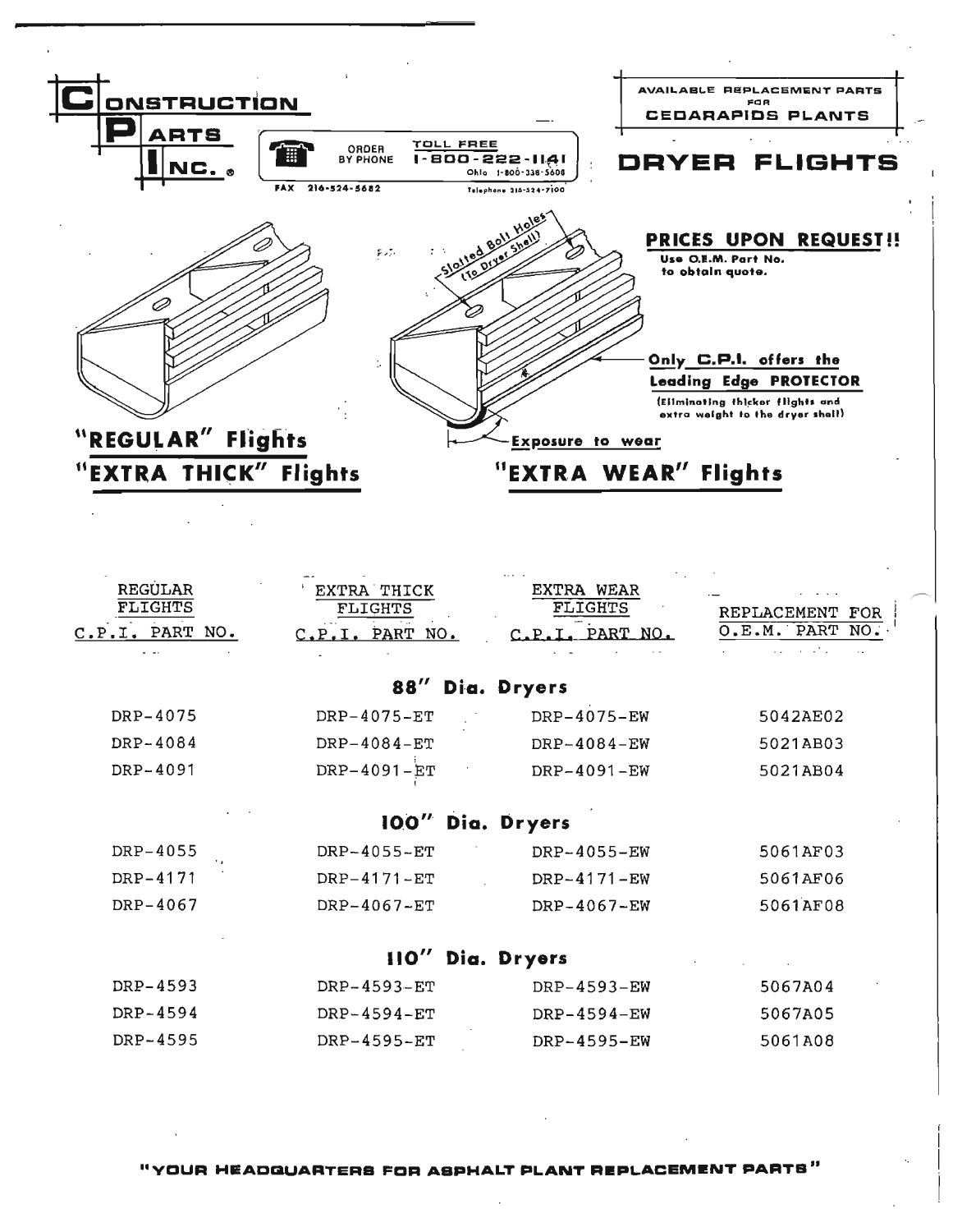# CONSTRUCTION PARTS INC.®

ORDER BY PHONE — TOLL FREE 1-800-222-1141
Ohio 1-800-338-5608
FAX 216-524-5682
Telephone 216-524-7100

AVAILABLE REPLACEMENT PARTS FOR CEDARAPIDS PLANTS

## DRYER FLIGHTS

**PRICES UPON REQUEST!!**
Use O.E.M. Part No. to obtain quote.

Slotted Bolt Holes (To Dryer Shell)

**Only C.P.I. offers the Leading Edge PROTECTOR**
(Eliminating thicker flights and extra weight to the dryer shell)

Exposure to wear

**"REGULAR" Flights**
**"EXTRA THICK" Flights**

**"EXTRA WEAR" Flights**

| REGULAR FLIGHTS C.P.I. PART NO. | EXTRA THICK FLIGHTS C.P.I. PART NO. | EXTRA WEAR FLIGHTS C.P.I. PART NO. | REPLACEMENT FOR O.E.M. PART NO. |
|---|---|---|---|
| **88" Dia. Dryers** | | | |
| DRP-4075 | DRP-4075-ET | DRP-4075-EW | 5042AE02 |
| DRP-4084 | DRP-4084-ET | DRP-4084-EW | 5021AB03 |
| DRP-4091 | DRP-4091-ET | DRP-4091-EW | 5021AB04 |
| **100" Dia. Dryers** | | | |
| DRP-4055 | DRP-4055-ET | DRP-4055-EW | 5061AF03 |
| DRP-4171 | DRP-4171-ET | DRP-4171-EW | 5061AF06 |
| DRP-4067 | DRP-4067-ET | DRP-4067-EW | 5061AF08 |
| **110" Dia. Dryers** | | | |
| DRP-4593 | DRP-4593-ET | DRP-4593-EW | 5067A04 |
| DRP-4594 | DRP-4594-ET | DRP-4594-EW | 5067A05 |
| DRP-4595 | DRP-4595-ET | DRP-4595-EW | 5061A08 |

**"YOUR HEADQUARTERS FOR ASPHALT PLANT REPLACEMENT PARTS"**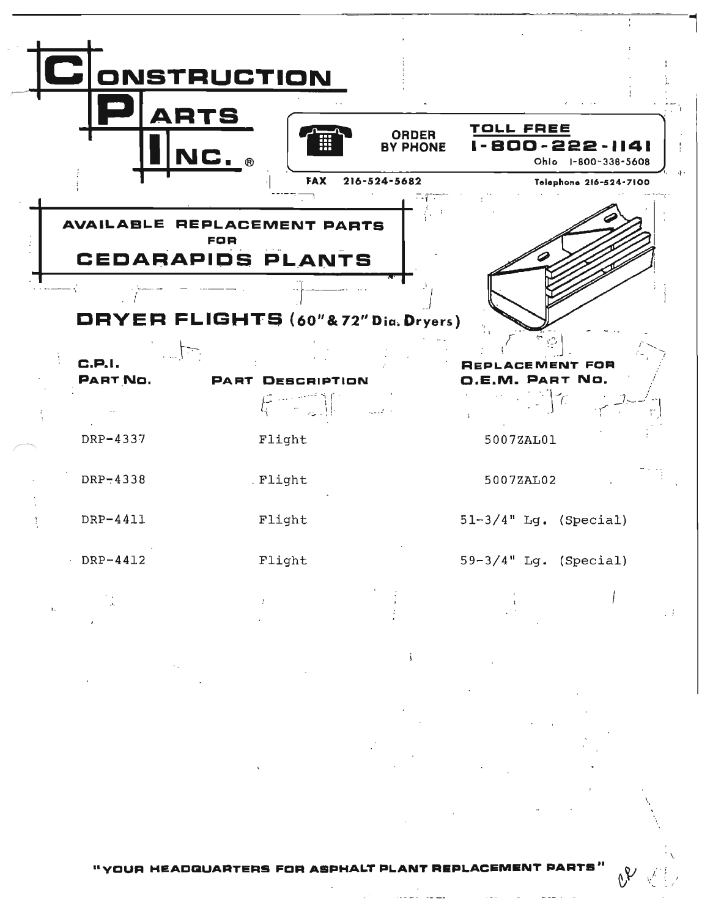# CONSTRUCTION PARTS INC.®

ORDER BY PHONE

**TOLL FREE 1-800-222-1141**

Ohio 1-800-338-5608

FAX 216-524-5682

Telephone 216-524-7100

## AVAILABLE REPLACEMENT PARTS FOR CEDARAPIDS PLANTS

## DRYER FLIGHTS (60" & 72" Dia. Dryers)

| C.P.I. PART NO. | PART DESCRIPTION | REPLACEMENT FOR O.E.M. PART NO. |
|---|---|---|
| DRP-4337 | Flight | 5007ZAL01 |
| DRP-4338 | Flight | 5007ZAL02 |
| DRP-4411 | Flight | 51-3/4" Lg. (Special) |
| DRP-4412 | Flight | 59-3/4" Lg. (Special) |

"YOUR HEADQUARTERS FOR ASPHALT PLANT REPLACEMENT PARTS"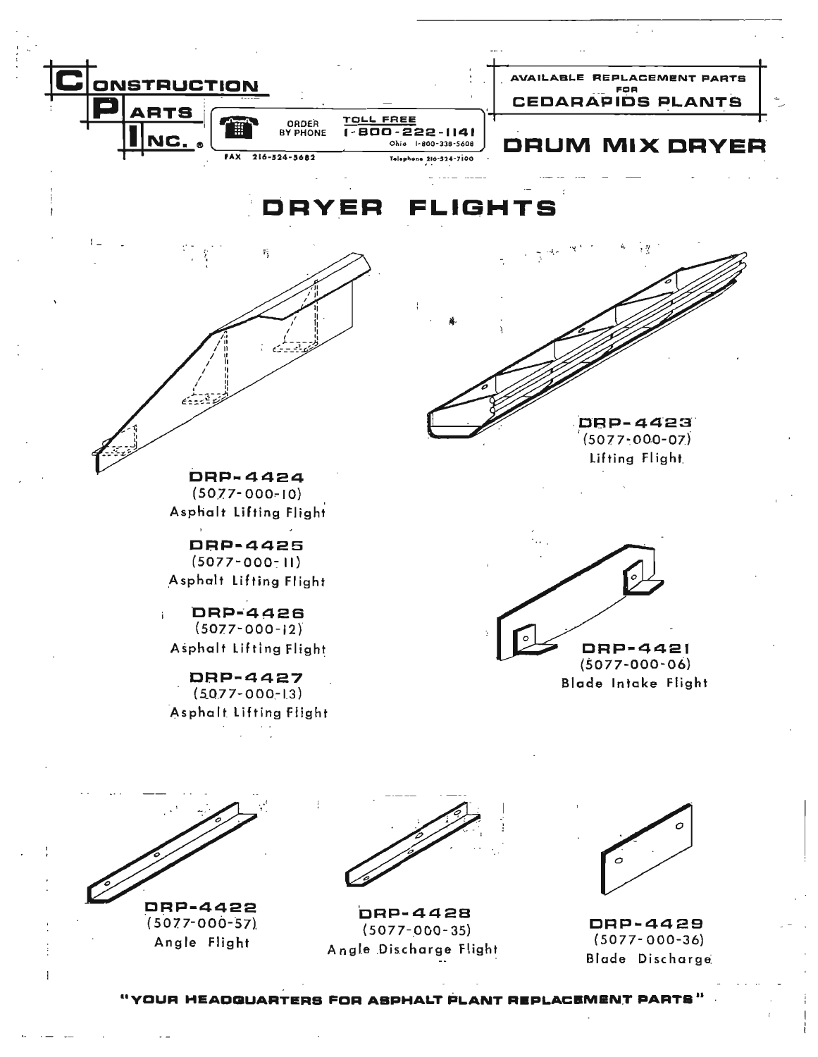**CONSTRUCTION PARTS INC.**®

ORDER BY PHONE — TOLL FREE 1-800-222-1141
Ohio 1-800-338-5608
FAX 216-524-5682
Telephone 216-524-7100

AVAILABLE REPLACEMENT PARTS FOR CEDARAPIDS PLANTS

# DRUM MIX DRYER

## DRYER FLIGHTS

**DRP-4424**
(5077-000-10)
Asphalt Lifting Flight

**DRP-4425**
(5077-000-11)
Asphalt Lifting Flight

**DRP-4426**
(5077-000-12)
Asphalt Lifting Flight

**DRP-4427**
(5077-000-13)
Asphalt Lifting Flight

**DRP-4423**
(5077-000-07)
Lifting Flight

**DRP-4421**
(5077-000-06)
Blade Intake Flight

**DRP-4422**
(5077-000-57)
Angle Flight

**DRP-4428**
(5077-000-35)
Angle Discharge Flight

**DRP-4429**
(5077-000-36)
Blade Discharge

**"YOUR HEADQUARTERS FOR ASPHALT PLANT REPLACEMENT PARTS"**